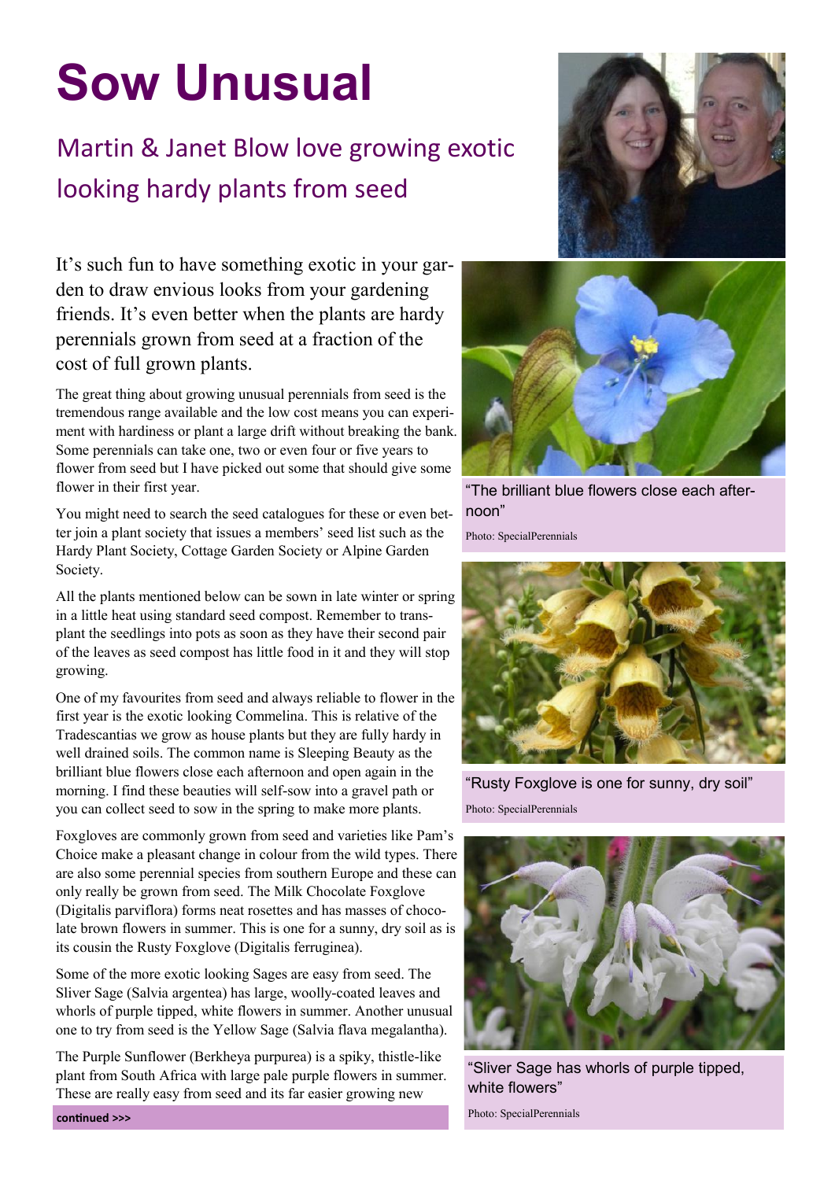# Sow Unusual

## Martin & Janet Blow love growing exotic looking hardy plants from seed

It's such fun to have something exotic in your garden to draw envious looks from your gardening friends. It's even better when the plants are hardy perennials grown from seed at a fraction of the cost of full grown plants.

The great thing about growing unusual perennials from seed is the tremendous range available and the low cost means you can experiment with hardiness or plant a large drift without breaking the bank. Some perennials can take one, two or even four or five years to flower from seed but I have picked out some that should give some flower in their first year.

You might need to search the seed catalogues for these or even better join a plant society that issues a members' seed list such as the Hardy Plant Society, Cottage Garden Society or Alpine Garden Society.

All the plants mentioned below can be sown in late winter or spring in a little heat using standard seed compost. Remember to transplant the seedlings into pots as soon as they have their second pair of the leaves as seed compost has little food in it and they will stop growing.

One of my favourites from seed and always reliable to flower in the first year is the exotic looking Commelina. This is relative of the Tradescantias we grow as house plants but they are fully hardy in well drained soils. The common name is Sleeping Beauty as the brilliant blue flowers close each afternoon and open again in the morning. I find these beauties will self-sow into a gravel path or you can collect seed to sow in the spring to make more plants.

Foxgloves are commonly grown from seed and varieties like Pam's Choice make a pleasant change in colour from the wild types. There are also some perennial species from southern Europe and these can only really be grown from seed. The Milk Chocolate Foxglove (Digitalis parviflora) forms neat rosettes and has masses of chocolate brown flowers in summer. This is one for a sunny, dry soil as is its cousin the Rusty Foxglove (Digitalis ferruginea).

Some of the more exotic looking Sages are easy from seed. The Sliver Sage (Salvia argentea) has large, woolly-coated leaves and whorls of purple tipped, white flowers in summer. Another unusual one to try from seed is the Yellow Sage (Salvia flava megalantha).

The Purple Sunflower (Berkheya purpurea) is a spiky, thistle-like plant from South Africa with large pale purple flowers in summer. These are really easy from seed and its far easier growing new

**continued >>>**

"The brilliant blue flowers close each afternoon"

Photo: SpecialPerennials

"Rusty Foxglove is one for sunny, dry soil"

Photo: SpecialPerennials

"Sliver Sage has whorls of purple tipped, white flowers"

Photo: SpecialPerennials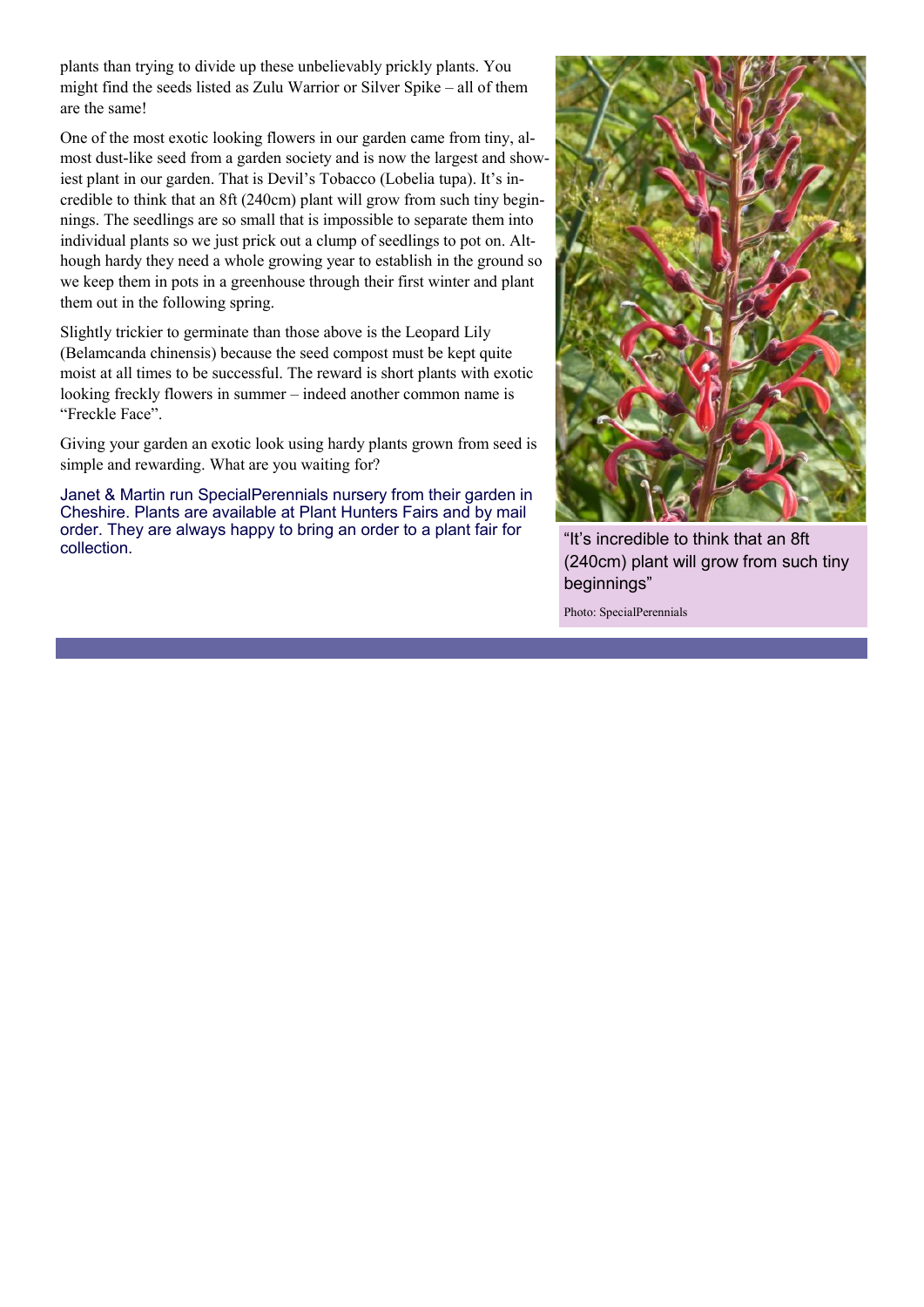plants than trying to divide up these unbelievably prickly plants. You might find the seeds listed as Zulu Warrior or Silver Spike – all of them are the same!

One of the most exotic looking flowers in our garden came from tiny, almost dust-like seed from a garden society and is now the largest and showiest plant in our garden. That is Devil's Tobacco (Lobelia tupa). It's incredible to think that an 8ft (240cm) plant will grow from such tiny beginnings. The seedlings are so small that is impossible to separate them into individual plants so we just prick out a clump of seedlings to pot on. Although hardy they need a whole growing year to establish in the ground so we keep them in pots in a greenhouse through their first winter and plant them out in the following spring.

Slightly trickier to germinate than those above is the Leopard Lily (Belamcanda chinensis) because the seed compost must be kept quite moist at all times to be successful. The reward is short plants with exotic looking freckly flowers in summer – indeed another common name is "Freckle Face".

Giving your garden an exotic look using hardy plants grown from seed is simple and rewarding. What are you waiting for?

Janet & Martin run SpecialPerennials nursery from their garden in Cheshire. Plants are available at Plant Hunters Fairs and by mail order. They are always happy to bring an order to a plant fair for collection.

"It's incredible to think that an 8ft (240cm) plant will grow from such tiny beginnings"

Photo: SpecialPerennials